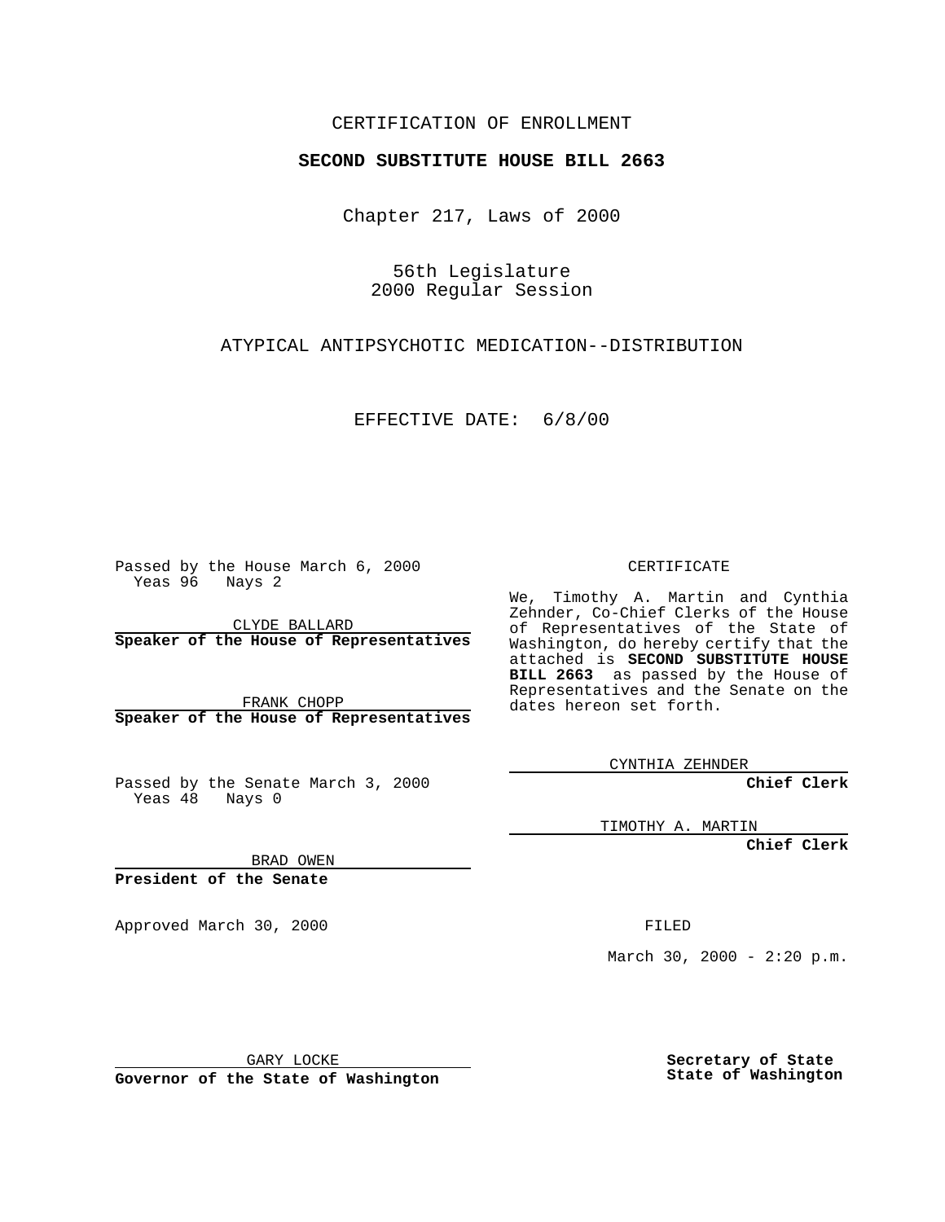CERTIFICATION OF ENROLLMENT

**SECOND SUBSTITUTE HOUSE BILL 2663**

Chapter 217, Laws of 2000

56th Legislature
2000 Regular Session

ATYPICAL ANTIPSYCHOTIC MEDICATION--DISTRIBUTION

EFFECTIVE DATE: 6/8/00

Passed by the House March 6, 2000
Yeas 96 Nays 2

CLYDE BALLARD
**Speaker of the House of Representatives**

FRANK CHOPP
**Speaker of the House of Representatives**

Passed by the Senate March 3, 2000
Yeas 48 Nays 0

BRAD OWEN
**President of the Senate**

Approved March 30, 2000

GARY LOCKE
**Governor of the State of Washington**

CERTIFICATE

We, Timothy A. Martin and Cynthia Zehnder, Co-Chief Clerks of the House of Representatives of the State of Washington, do hereby certify that the attached is **SECOND SUBSTITUTE HOUSE BILL 2663** as passed by the House of Representatives and the Senate on the dates hereon set forth.

CYNTHIA ZEHNDER
**Chief Clerk**

TIMOTHY A. MARTIN
**Chief Clerk**

FILED

March 30, 2000 - 2:20 p.m.

**Secretary of State**
**State of Washington**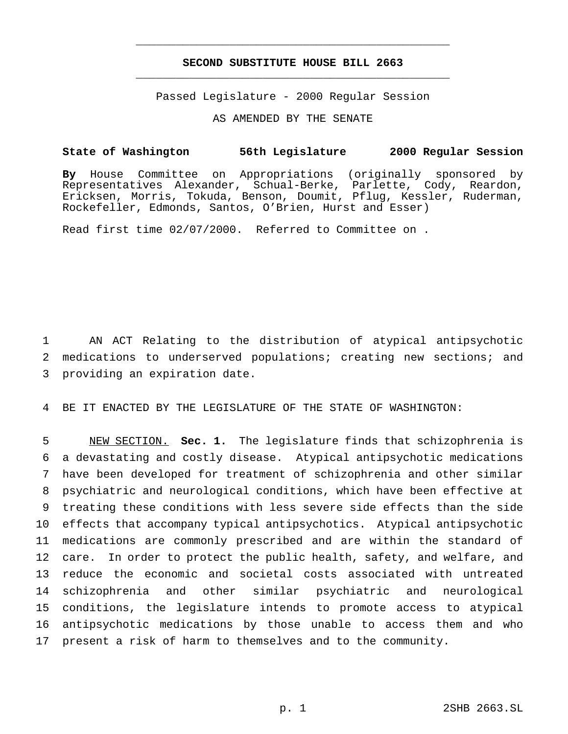# SECOND SUBSTITUTE HOUSE BILL 2663

Passed Legislature - 2000 Regular Session

AS AMENDED BY THE SENATE

**State of Washington 56th Legislature 2000 Regular Session**

**By** House Committee on Appropriations (originally sponsored by Representatives Alexander, Schual-Berke, Parlette, Cody, Reardon, Ericksen, Morris, Tokuda, Benson, Doumit, Pflug, Kessler, Ruderman, Rockefeller, Edmonds, Santos, O'Brien, Hurst and Esser)

Read first time 02/07/2000. Referred to Committee on .

AN ACT Relating to the distribution of atypical antipsychotic medications to underserved populations; creating new sections; and providing an expiration date.

BE IT ENACTED BY THE LEGISLATURE OF THE STATE OF WASHINGTON:

NEW SECTION. **Sec. 1.** The legislature finds that schizophrenia is a devastating and costly disease. Atypical antipsychotic medications have been developed for treatment of schizophrenia and other similar psychiatric and neurological conditions, which have been effective at treating these conditions with less severe side effects than the side effects that accompany typical antipsychotics. Atypical antipsychotic medications are commonly prescribed and are within the standard of care. In order to protect the public health, safety, and welfare, and reduce the economic and societal costs associated with untreated schizophrenia and other similar psychiatric and neurological conditions, the legislature intends to promote access to atypical antipsychotic medications by those unable to access them and who present a risk of harm to themselves and to the community.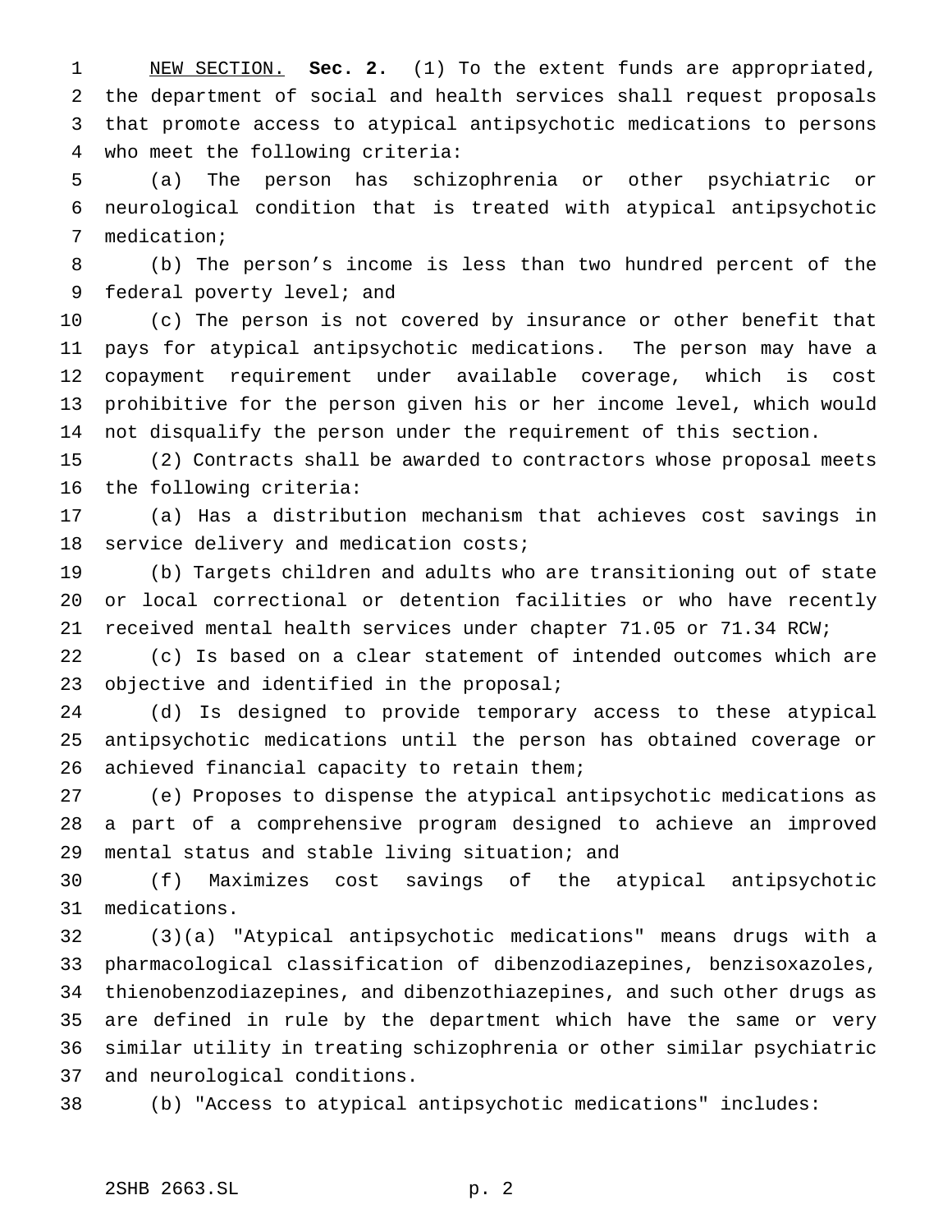NEW SECTION. **Sec. 2.** (1) To the extent funds are appropriated, the department of social and health services shall request proposals that promote access to atypical antipsychotic medications to persons who meet the following criteria:

(a) The person has schizophrenia or other psychiatric or neurological condition that is treated with atypical antipsychotic medication;

(b) The person's income is less than two hundred percent of the federal poverty level; and

(c) The person is not covered by insurance or other benefit that pays for atypical antipsychotic medications. The person may have a copayment requirement under available coverage, which is cost prohibitive for the person given his or her income level, which would not disqualify the person under the requirement of this section.

(2) Contracts shall be awarded to contractors whose proposal meets the following criteria:

(a) Has a distribution mechanism that achieves cost savings in service delivery and medication costs;

(b) Targets children and adults who are transitioning out of state or local correctional or detention facilities or who have recently received mental health services under chapter 71.05 or 71.34 RCW;

(c) Is based on a clear statement of intended outcomes which are objective and identified in the proposal;

(d) Is designed to provide temporary access to these atypical antipsychotic medications until the person has obtained coverage or achieved financial capacity to retain them;

(e) Proposes to dispense the atypical antipsychotic medications as a part of a comprehensive program designed to achieve an improved mental status and stable living situation; and

(f) Maximizes cost savings of the atypical antipsychotic medications.

(3)(a) "Atypical antipsychotic medications" means drugs with a pharmacological classification of dibenzodiazepines, benzisoxazoles, thienobenzodiazepines, and dibenzothiazepines, and such other drugs as are defined in rule by the department which have the same or very similar utility in treating schizophrenia or other similar psychiatric and neurological conditions.

(b) "Access to atypical antipsychotic medications" includes: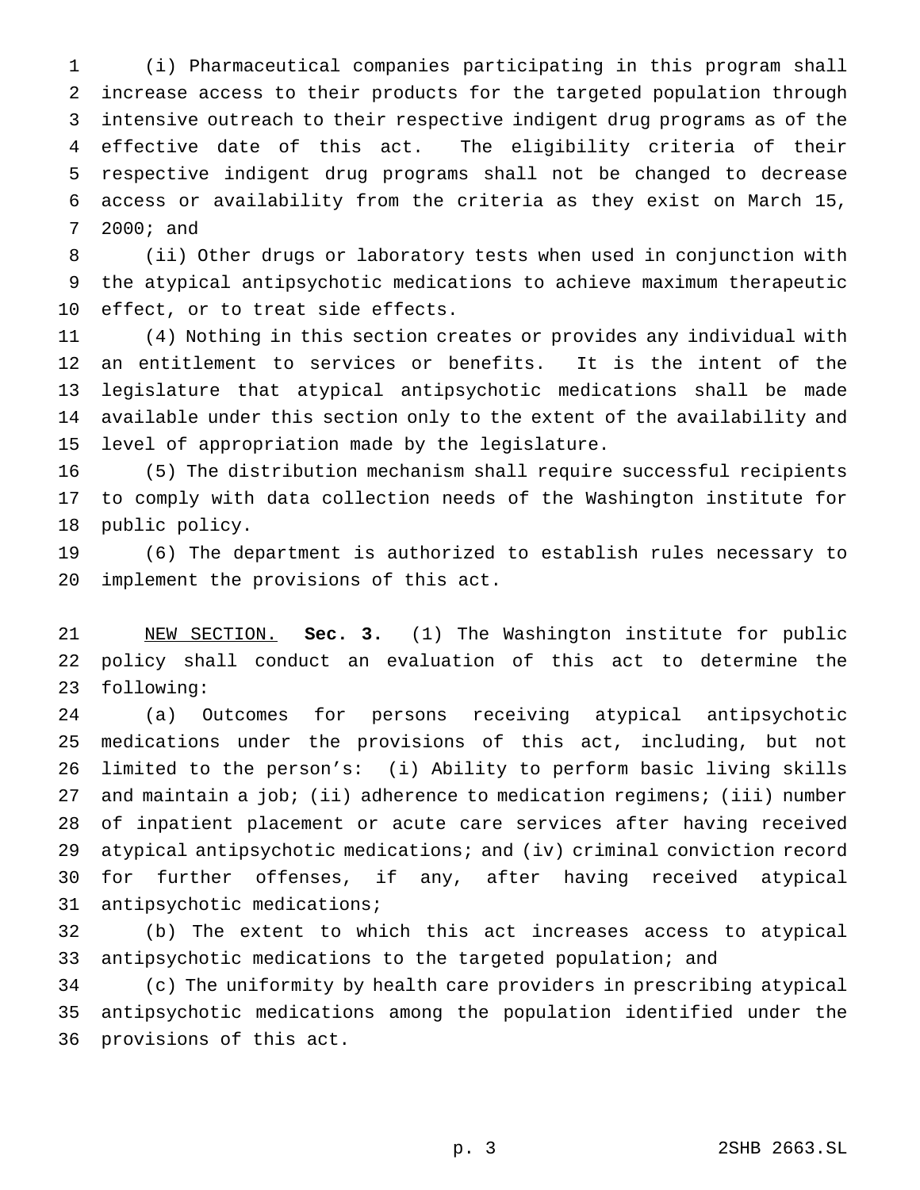(i) Pharmaceutical companies participating in this program shall increase access to their products for the targeted population through intensive outreach to their respective indigent drug programs as of the effective date of this act. The eligibility criteria of their respective indigent drug programs shall not be changed to decrease access or availability from the criteria as they exist on March 15, 2000; and

(ii) Other drugs or laboratory tests when used in conjunction with the atypical antipsychotic medications to achieve maximum therapeutic effect, or to treat side effects.

(4) Nothing in this section creates or provides any individual with an entitlement to services or benefits. It is the intent of the legislature that atypical antipsychotic medications shall be made available under this section only to the extent of the availability and level of appropriation made by the legislature.

(5) The distribution mechanism shall require successful recipients to comply with data collection needs of the Washington institute for public policy.

(6) The department is authorized to establish rules necessary to implement the provisions of this act.

NEW SECTION. **Sec. 3.** (1) The Washington institute for public policy shall conduct an evaluation of this act to determine the following:

(a) Outcomes for persons receiving atypical antipsychotic medications under the provisions of this act, including, but not limited to the person's: (i) Ability to perform basic living skills and maintain a job; (ii) adherence to medication regimens; (iii) number of inpatient placement or acute care services after having received atypical antipsychotic medications; and (iv) criminal conviction record for further offenses, if any, after having received atypical antipsychotic medications;

(b) The extent to which this act increases access to atypical antipsychotic medications to the targeted population; and

(c) The uniformity by health care providers in prescribing atypical antipsychotic medications among the population identified under the provisions of this act.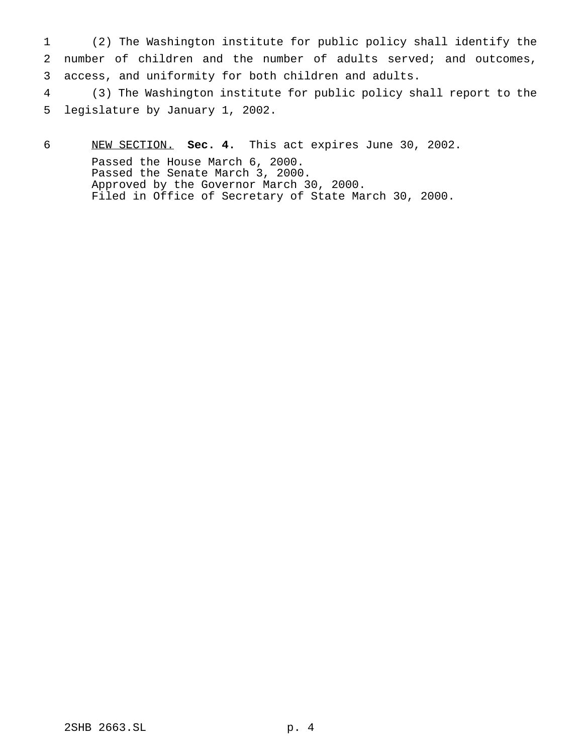(2) The Washington institute for public policy shall identify the number of children and the number of adults served; and outcomes, access, and uniformity for both children and adults.

(3) The Washington institute for public policy shall report to the legislature by January 1, 2002.

NEW SECTION. **Sec. 4.** This act expires June 30, 2002.

Passed the House March 6, 2000.
Passed the Senate March 3, 2000.
Approved by the Governor March 30, 2000.
Filed in Office of Secretary of State March 30, 2000.